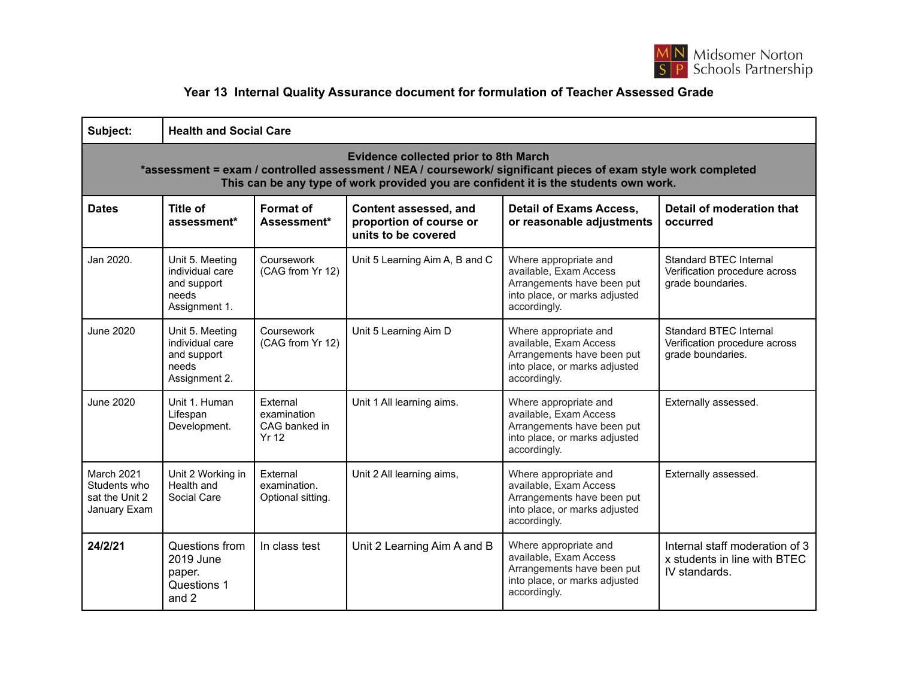Midsomer Norton Schools Partnership

## Year 13 Internal Quality Assurance document for formulation of Teacher Assessed Grade

| **Subject:** | **Health and Social Care** | | | | |
|---|---|---|---|---|---|
| **Evidence collected prior to 8th March**<br>**\*assessment = exam / controlled assessment / NEA / coursework/ significant pieces of exam style work completed**<br>**This can be any type of work provided you are confident it is the students own work.** | | | | | |
| **Dates** | **Title of assessment\*** | **Format of Assessment\*** | **Content assessed, and proportion of course or units to be covered** | **Detail of Exams Access, or reasonable adjustments** | **Detail of moderation that occurred** |
| Jan 2020. | Unit 5. Meeting individual care and support needs Assignment 1. | Coursework (CAG from Yr 12) | Unit 5 Learning Aim A, B and C | Where appropriate and available, Exam Access Arrangements have been put into place, or marks adjusted accordingly. | Standard BTEC Internal Verification procedure across grade boundaries. |
| June 2020 | Unit 5. Meeting individual care and support needs Assignment 2. | Coursework (CAG from Yr 12) | Unit 5 Learning Aim D | Where appropriate and available, Exam Access Arrangements have been put into place, or marks adjusted accordingly. | Standard BTEC Internal Verification procedure across grade boundaries. |
| June 2020 | Unit 1. Human Lifespan Development. | External examination CAG banked in Yr 12 | Unit 1 All learning aims. | Where appropriate and available, Exam Access Arrangements have been put into place, or marks adjusted accordingly. | Externally assessed. |
| March 2021 Students who sat the Unit 2 January Exam | Unit 2 Working in Health and Social Care | External examination. Optional sitting. | Unit 2 All learning aims, | Where appropriate and available, Exam Access Arrangements have been put into place, or marks adjusted accordingly. | Externally assessed. |
| **24/2/21** | Questions from 2019 June paper. Questions 1 and 2 | In class test | Unit 2 Learning Aim A and B | Where appropriate and available, Exam Access Arrangements have been put into place, or marks adjusted accordingly. | Internal staff moderation of 3 x students in line with BTEC IV standards. |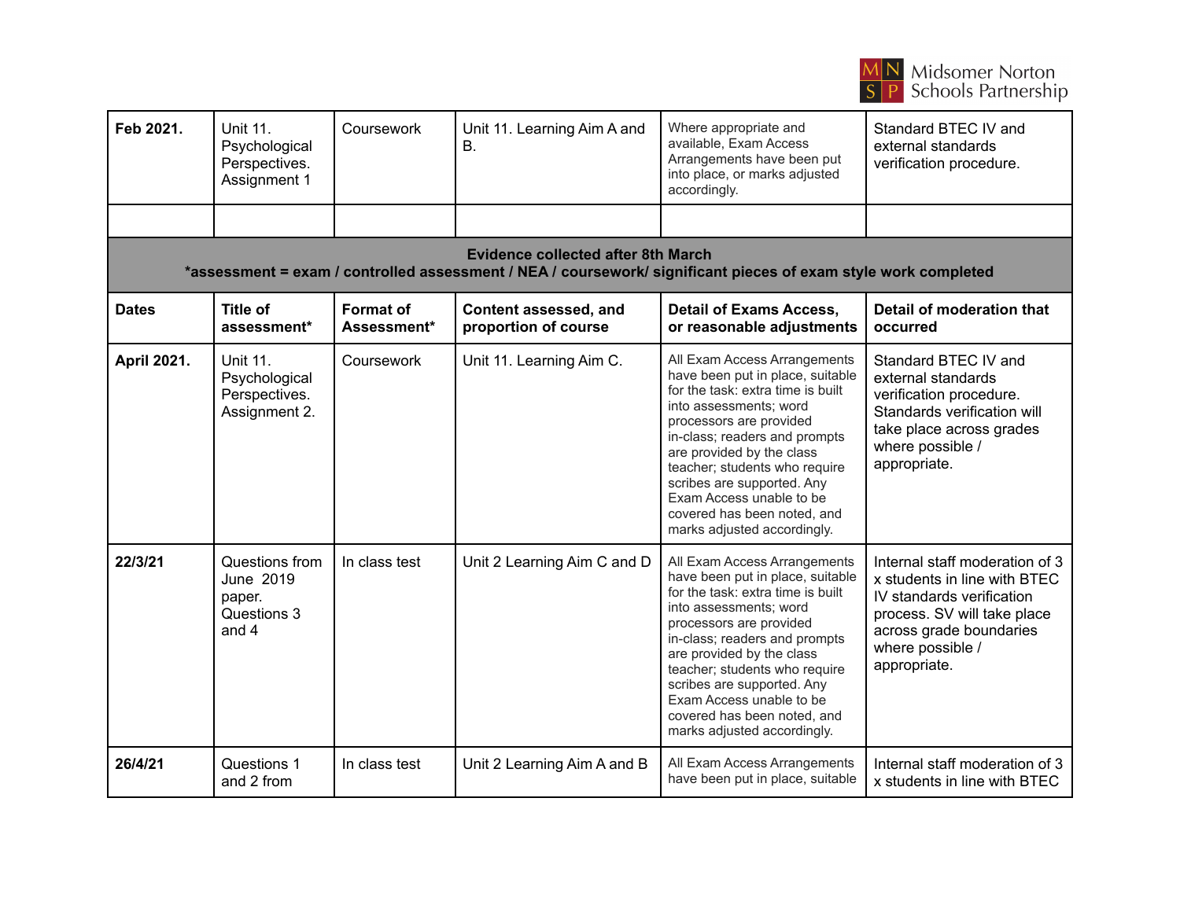| Feb 2021. | Unit 11. Psychological Perspectives. Assignment 1 | Coursework | Unit 11. Learning Aim A and B. | Where appropriate and available, Exam Access Arrangements have been put into place, or marks adjusted accordingly. | Standard BTEC IV and external standards verification procedure. |
|---|---|---|---|---|---|
| | | | | | |
| **Evidence collected after 8th March**<br>**\*assessment = exam / controlled assessment / NEA / coursework/ significant pieces of exam style work completed** | | | | | |
| **Dates** | **Title of assessment\*** | **Format of Assessment\*** | **Content assessed, and proportion of course** | **Detail of Exams Access, or reasonable adjustments** | **Detail of moderation that occurred** |
| **April 2021.** | Unit 11. Psychological Perspectives. Assignment 2. | Coursework | Unit 11. Learning Aim C. | All Exam Access Arrangements have been put in place, suitable for the task: extra time is built into assessments; word processors are provided in-class; readers and prompts are provided by the class teacher; students who require scribes are supported. Any Exam Access unable to be covered has been noted, and marks adjusted accordingly. | Standard BTEC IV and external standards verification procedure. Standards verification will take place across grades where possible / appropriate. |
| **22/3/21** | Questions from June 2019 paper. Questions 3 and 4 | In class test | Unit 2 Learning Aim C and D | All Exam Access Arrangements have been put in place, suitable for the task: extra time is built into assessments; word processors are provided in-class; readers and prompts are provided by the class teacher; students who require scribes are supported. Any Exam Access unable to be covered has been noted, and marks adjusted accordingly. | Internal staff moderation of 3 x students in line with BTEC IV standards verification process. SV will take place across grade boundaries where possible / appropriate. |
| **26/4/21** | Questions 1 and 2 from | In class test | Unit 2 Learning Aim A and B | All Exam Access Arrangements have been put in place, suitable | Internal staff moderation of 3 x students in line with BTEC |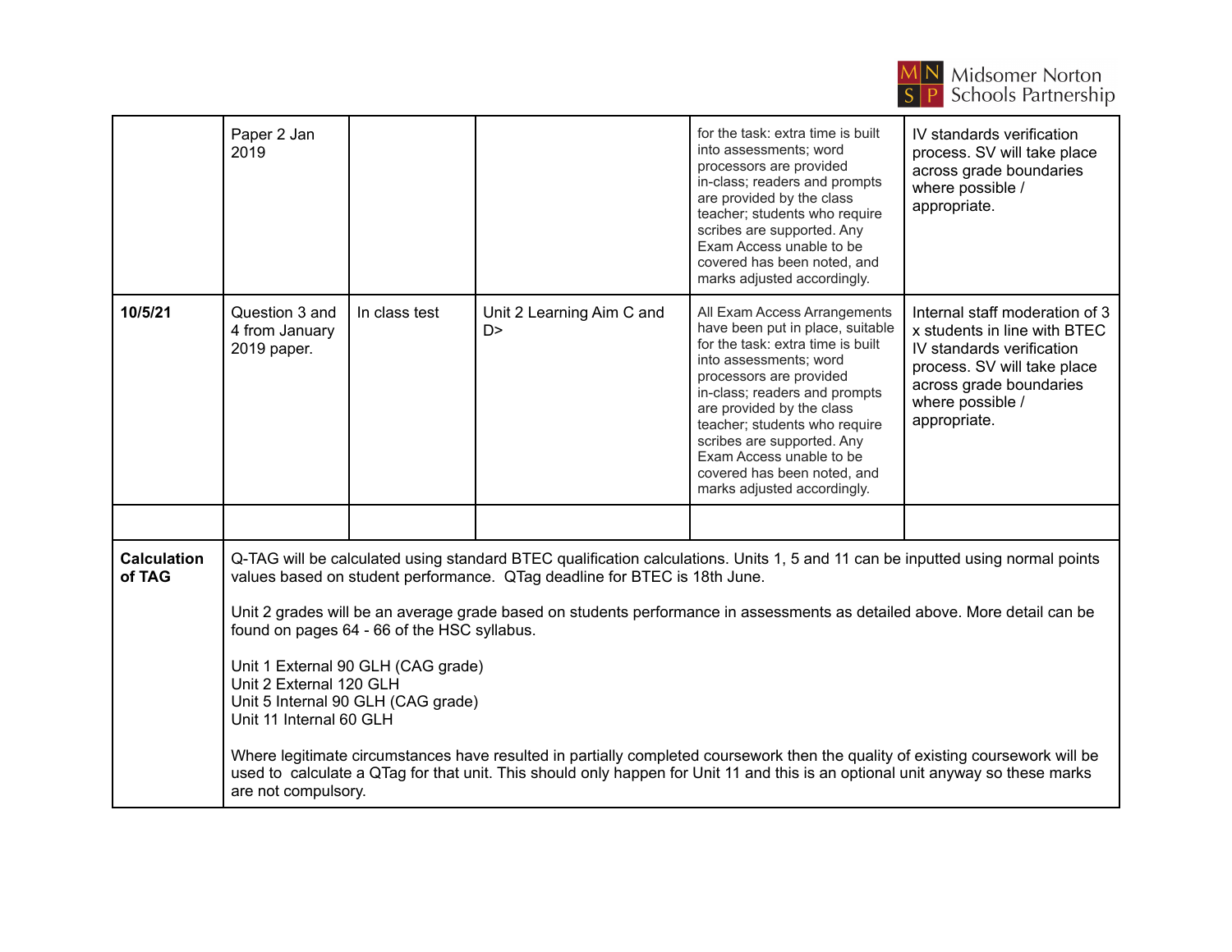| | | | | | |
|---|---|---|---|---|---|
| | Paper 2 Jan 2019 | | | for the task: extra time is built into assessments; word processors are provided in-class; readers and prompts are provided by the class teacher; students who require scribes are supported. Any Exam Access unable to be covered has been noted, and marks adjusted accordingly. | IV standards verification process. SV will take place across grade boundaries where possible / appropriate. |
| **10/5/21** | Question 3 and 4 from January 2019 paper. | In class test | Unit 2 Learning Aim C and D> | All Exam Access Arrangements have been put in place, suitable for the task: extra time is built into assessments; word processors are provided in-class; readers and prompts are provided by the class teacher; students who require scribes are supported. Any Exam Access unable to be covered has been noted, and marks adjusted accordingly. | Internal staff moderation of 3 x students in line with BTEC IV standards verification process. SV will take place across grade boundaries where possible / appropriate. |
| | | | | | |
| **Calculation of TAG** | Q-TAG will be calculated using standard BTEC qualification calculations. Units 1, 5 and 11 can be inputted using normal points values based on student performance. QTag deadline for BTEC is 18th June.<br><br>Unit 2 grades will be an average grade based on students performance in assessments as detailed above. More detail can be found on pages 64 - 66 of the HSC syllabus.<br><br>Unit 1 External 90 GLH (CAG grade)<br>Unit 2 External 120 GLH<br>Unit 5 Internal 90 GLH (CAG grade)<br>Unit 11 Internal 60 GLH<br><br>Where legitimate circumstances have resulted in partially completed coursework then the quality of existing coursework will be used to calculate a QTag for that unit. This should only happen for Unit 11 and this is an optional unit anyway so these marks are not compulsory. | | | | |